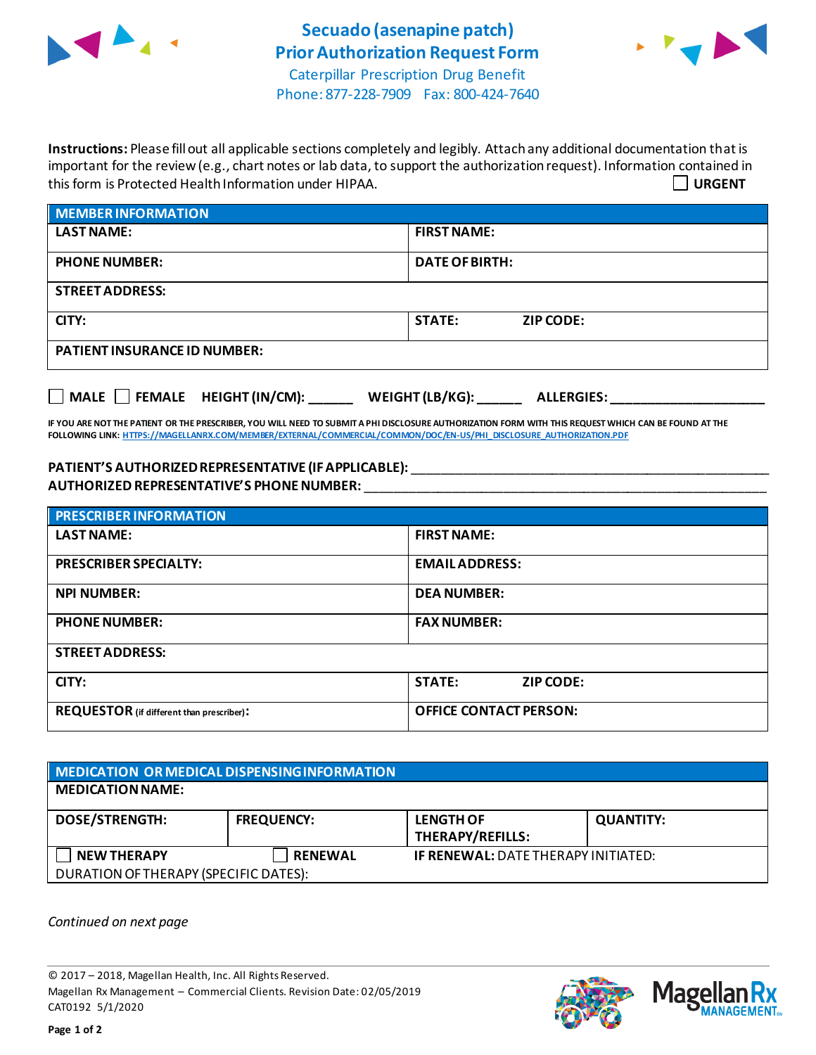# Secuado (asenapine patch)
# Prior Authorization Request Form

Caterpillar Prescription Drug Benefit
Phone: 877-228-7909 Fax: 800-424-7640

**Instructions:** Please fill out all applicable sections completely and legibly. Attach any additional documentation that is important for the review (e.g., chart notes or lab data, to support the authorization request). Information contained in this form is Protected Health Information under HIPAA.

☐ **URGENT**

| **MEMBER INFORMATION** | |
|---|---|
| **LAST NAME:** | **FIRST NAME:** |
| **PHONE NUMBER:** | **DATE OF BIRTH:** |
| **STREET ADDRESS:** | |
| **CITY:** | **STATE: ZIP CODE:** |
| **PATIENT INSURANCE ID NUMBER:** | |

☐ **MALE** ☐ **FEMALE** **HEIGHT (IN/CM):** ______ **WEIGHT (LB/KG):** ______ **ALLERGIES:** ____________________

**IF YOU ARE NOT THE PATIENT OR THE PRESCRIBER, YOU WILL NEED TO SUBMIT A PHI DISCLOSURE AUTHORIZATION FORM WITH THIS REQUEST WHICH CAN BE FOUND AT THE FOLLOWING LINK:** HTTPS://MAGELLANRX.COM/MEMBER/EXTERNAL/COMMERCIAL/COMMON/DOC/EN-US/PHI_DISCLOSURE_AUTHORIZATION.PDF

**PATIENT'S AUTHORIZED REPRESENTATIVE (IF APPLICABLE):** ____________________________________________
**AUTHORIZED REPRESENTATIVE'S PHONE NUMBER:** ____________________________________________

| **PRESCRIBER INFORMATION** | |
|---|---|
| **LAST NAME:** | **FIRST NAME:** |
| **PRESCRIBER SPECIALTY:** | **EMAIL ADDRESS:** |
| **NPI NUMBER:** | **DEA NUMBER:** |
| **PHONE NUMBER:** | **FAX NUMBER:** |
| **STREET ADDRESS:** | |
| **CITY:** | **STATE: ZIP CODE:** |
| **REQUESTOR** (if different than prescriber)**:** | **OFFICE CONTACT PERSON:** |

| **MEDICATION OR MEDICAL DISPENSING INFORMATION** | | | |
|---|---|---|---|
| **MEDICATION NAME:** | | | |
| **DOSE/STRENGTH:** | **FREQUENCY:** | **LENGTH OF THERAPY/REFILLS:** | **QUANTITY:** |
| ☐ **NEW THERAPY** | ☐ **RENEWAL** | **IF RENEWAL:** DATE THERAPY INITIATED: | |
| DURATION OF THERAPY (SPECIFIC DATES): | | | |

*Continued on next page*

© 2017 – 2018, Magellan Health, Inc. All Rights Reserved.
Magellan Rx Management – Commercial Clients. Revision Date: 02/05/2019
CAT0192 5/1/2020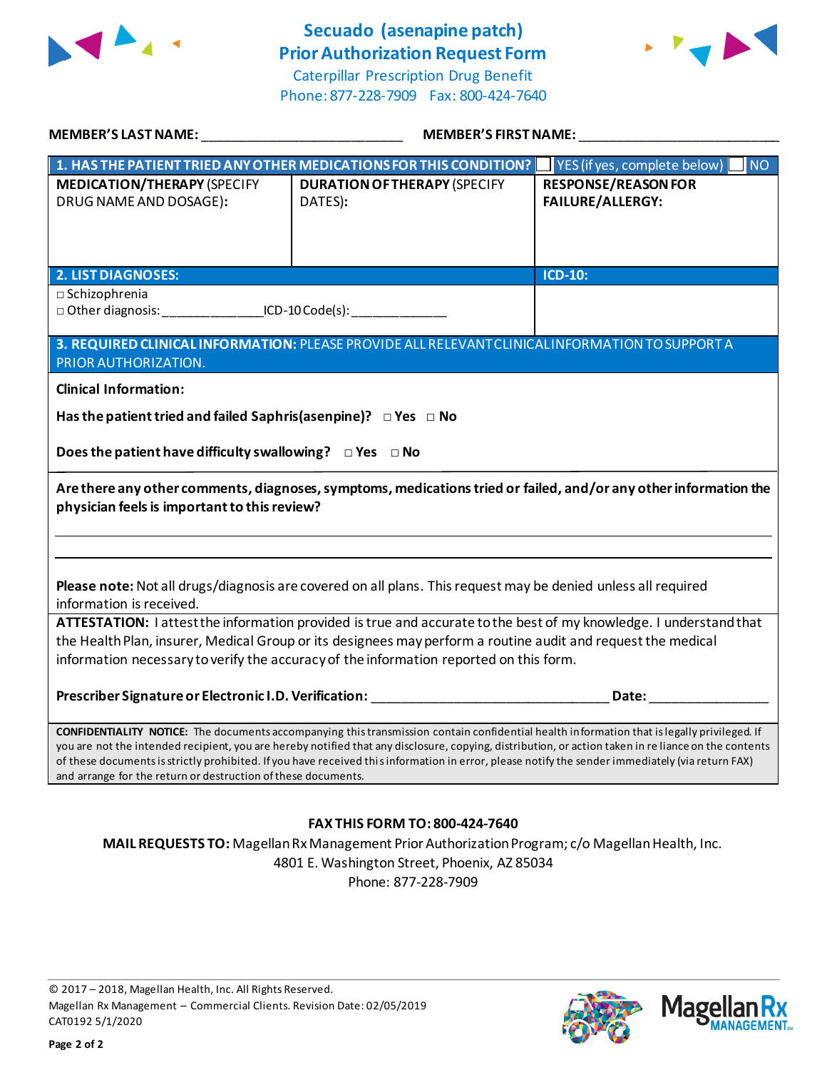# Secuado (asenapine patch)
# Prior Authorization Request Form

Caterpillar Prescription Drug Benefit
Phone: 877-228-7909 Fax: 800-424-7640

**MEMBER'S LAST NAME:** ___________________________ **MEMBER'S FIRST NAME:** ___________________________

| **1. HAS THE PATIENT TRIED ANY OTHER MEDICATIONS FOR THIS CONDITION?** | | ☐ YES (if yes, complete below) ☐ NO |
|---|---|---|
| **MEDICATION/THERAPY** (SPECIFY DRUG NAME AND DOSAGE): | **DURATION OF THERAPY** (SPECIFY DATES): | **RESPONSE/REASON FOR FAILURE/ALLERGY:** |
| | | |

| **2. LIST DIAGNOSES:** | **ICD-10:** |
|---|---|
| □ Schizophrenia<br>□ Other diagnosis: ______________ICD-10 Code(s): _____________ | |

**3. REQUIRED CLINICAL INFORMATION:** PLEASE PROVIDE ALL RELEVANT CLINICAL INFORMATION TO SUPPORT A PRIOR AUTHORIZATION.

**Clinical Information:**

**Has the patient tried and failed Saphris (asenpine)?** □ Yes □ No

**Does the patient have difficulty swallowing?** □ Yes □ No

**Are there any other comments, diagnoses, symptoms, medications tried or failed, and/or any other information the physician feels is important to this review?**

_______________________________________________________________________________

_______________________________________________________________________________

**Please note:** Not all drugs/diagnosis are covered on all plans. This request may be denied unless all required information is received.

**ATTESTATION:** I attest the information provided is true and accurate to the best of my knowledge. I understand that the Health Plan, insurer, Medical Group or its designees may perform a routine audit and request the medical information necessary to verify the accuracy of the information reported on this form.

**Prescriber Signature or Electronic I.D. Verification:** _______________________________ **Date:** ________________

**CONFIDENTIALITY NOTICE:** The documents accompanying this transmission contain confidential health information that is legally privileged. If you are not the intended recipient, you are hereby notified that any disclosure, copying, distribution, or action taken in reliance on the contents of these documents is strictly prohibited. If you have received this information in error, please notify the sender immediately (via return FAX) and arrange for the return or destruction of these documents.

**FAX THIS FORM TO: 800-424-7640**

**MAIL REQUESTS TO:** Magellan Rx Management Prior Authorization Program; c/o Magellan Health, Inc.
4801 E. Washington Street, Phoenix, AZ 85034
Phone: 877-228-7909

© 2017 – 2018, Magellan Health, Inc. All Rights Reserved.
Magellan Rx Management – Commercial Clients. Revision Date: 02/05/2019
CAT0192 5/1/2020